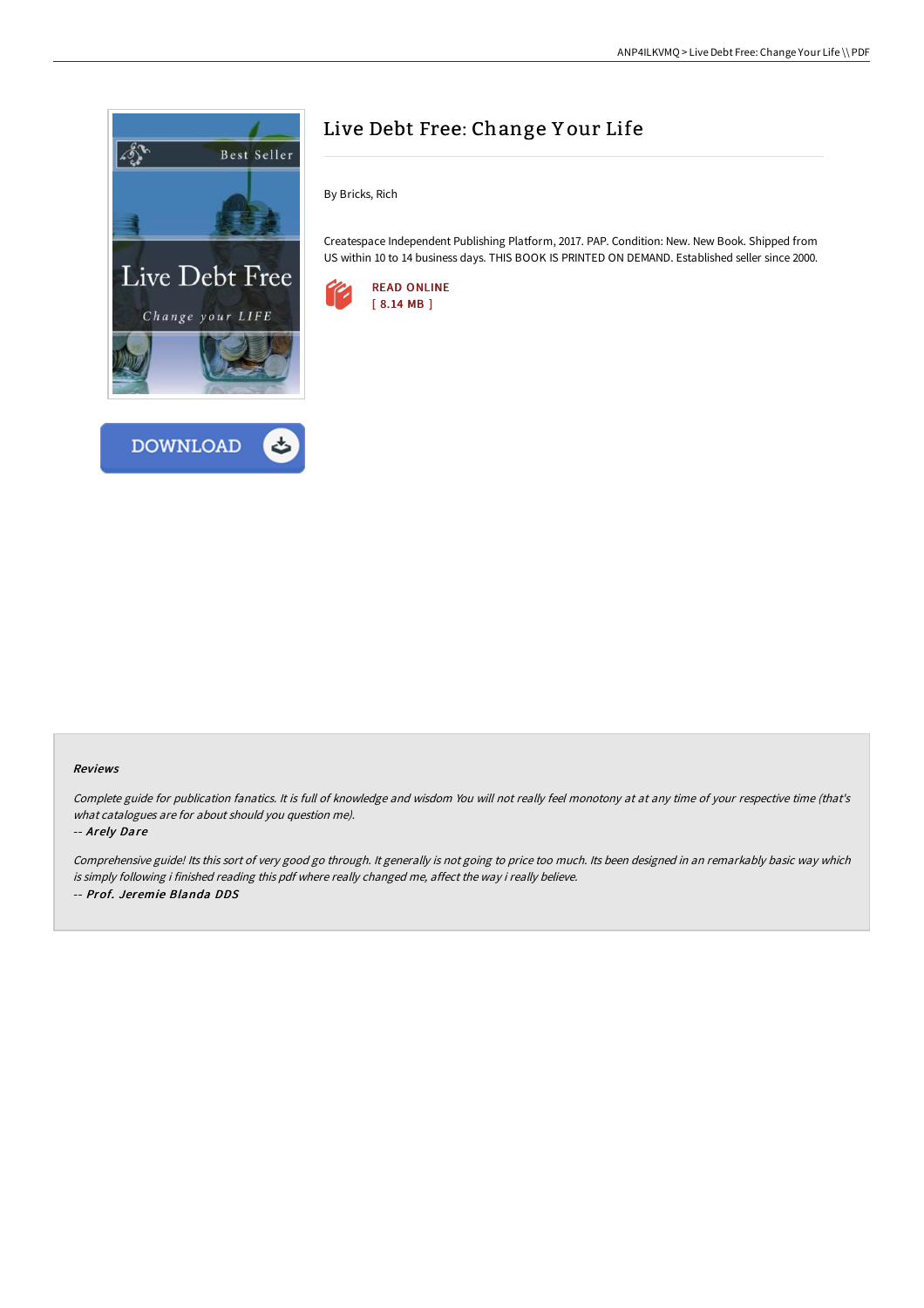# Live Debt Free: Change Your Life

By Bricks, Rich

Createspace Independent Publishing Platform, 2017. PAP. Condition: New. New Book. Shipped from US within 10 to 14 business days. THIS BOOK IS PRINTED ON DEMAND. Established seller since 2000.

READ ONLINE
[ 8.14 MB ]

DOWNLOAD

### Reviews

*Complete guide for publication fanatics. It is full of knowledge and wisdom You will not really feel monotony at at any time of your respective time (that's what catalogues are for about should you question me).*

*-- **Arely Dare***

*Comprehensive guide! Its this sort of very good go through. It generally is not going to price too much. Its been designed in an remarkably basic way which is simply following i finished reading this pdf where really changed me, affect the way i really believe.*

*-- **Prof. Jeremie Blanda DDS***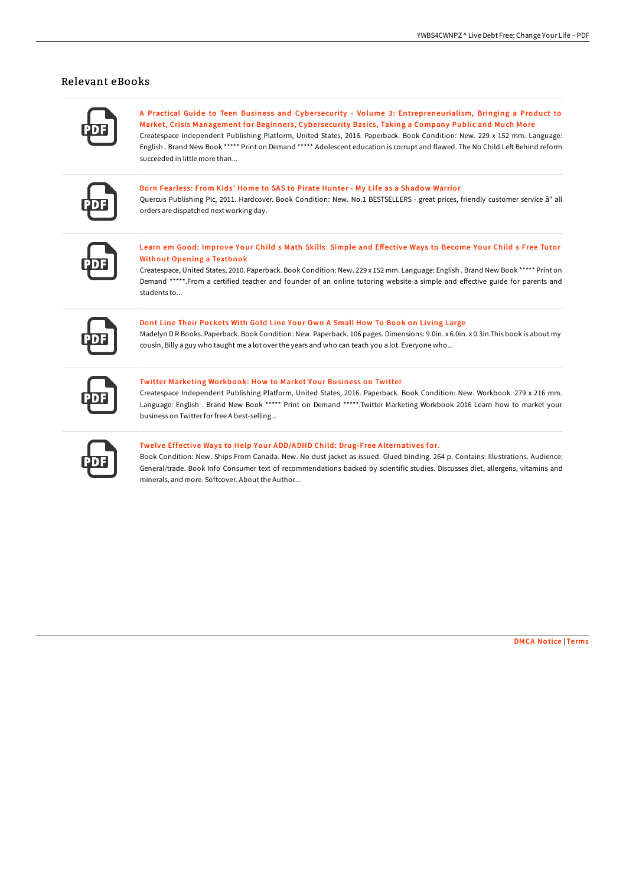## Relevant eBooks

**A Practical Guide to Teen Business and Cybersecurity - Volume 3: Entrepreneurialism, Bringing a Product to Market, Crisis Management for Beginners, Cybersecurity Basics, Taking a Company Public and Much More**

Createspace Independent Publishing Platform, United States, 2016. Paperback. Book Condition: New. 229 x 152 mm. Language: English . Brand New Book ***** Print on Demand *****.Adolescent education is corrupt and flawed. The No Child Left Behind reform succeeded in little more than...

**Born Fearless: From Kids' Home to SAS to Pirate Hunter - My Life as a Shadow Warrior**

Quercus Publishing Plc, 2011. Hardcover. Book Condition: New. No.1 BESTSELLERS - great prices, friendly customer service â" all orders are dispatched next working day.

**Learn em Good: Improve Your Child s Math Skills: Simple and Effective Ways to Become Your Child s Free Tutor Without Opening a Textbook**

Createspace, United States, 2010. Paperback. Book Condition: New. 229 x 152 mm. Language: English . Brand New Book ***** Print on Demand *****.From a certified teacher and founder of an online tutoring website-a simple and effective guide for parents and students to...

**Dont Line Their Pockets With Gold Line Your Own A Small How To Book on Living Large**

Madelyn D R Books. Paperback. Book Condition: New. Paperback. 106 pages. Dimensions: 9.0in. x 6.0in. x 0.3in.This book is about my cousin, Billy a guy who taught me a lot over the years and who can teach you a lot. Everyone who...

**Twitter Marketing Workbook: How to Market Your Business on Twitter**

Createspace Independent Publishing Platform, United States, 2016. Paperback. Book Condition: New. Workbook. 279 x 216 mm. Language: English . Brand New Book ***** Print on Demand *****.Twitter Marketing Workbook 2016 Learn how to market your business on Twitter for free A best-selling...

**Twelve Effective Ways to Help Your ADD/ADHD Child: Drug-Free Alternatives for.**

Book Condition: New. Ships From Canada. New. No dust jacket as issued. Glued binding. 264 p. Contains: Illustrations. Audience: General/trade. Book Info Consumer text of recommendations backed by scientific studies. Discusses diet, allergens, vitamins and minerals, and more. Softcover. About the Author...